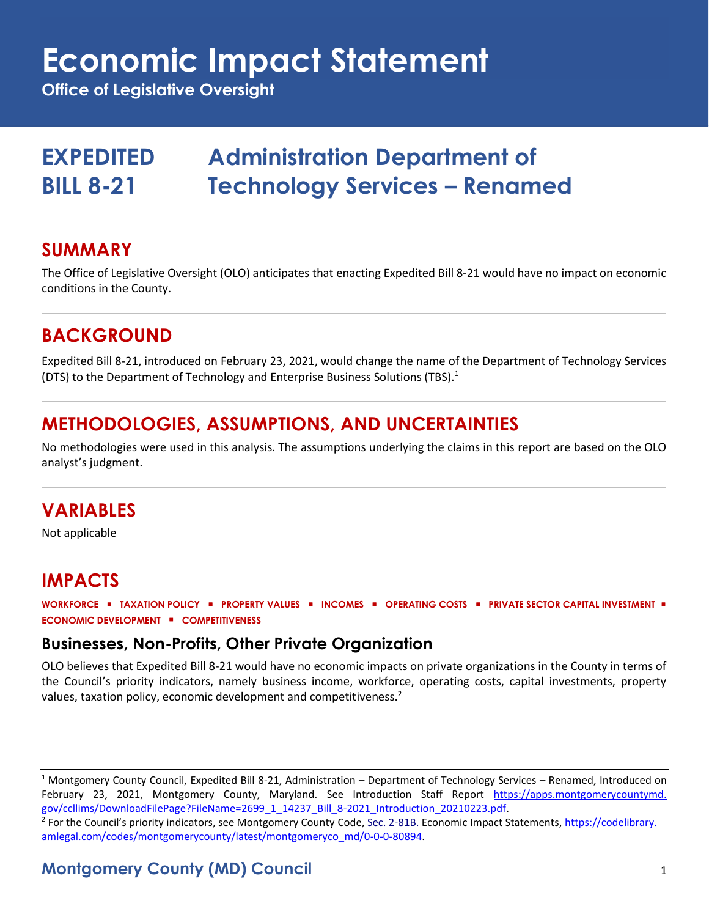# Economic Impact Statement

**Office of Legislative Oversight**

## EXPEDITED BILL 8-21 — Administration Department of Technology Services – Renamed

## SUMMARY

The Office of Legislative Oversight (OLO) anticipates that enacting Expedited Bill 8-21 would have no impact on economic conditions in the County.

## BACKGROUND

Expedited Bill 8-21, introduced on February 23, 2021, would change the name of the Department of Technology Services (DTS) to the Department of Technology and Enterprise Business Solutions (TBS).[1]

## METHODOLOGIES, ASSUMPTIONS, AND UNCERTAINTIES

No methodologies were used in this analysis. The assumptions underlying the claims in this report are based on the OLO analyst's judgment.

## VARIABLES

Not applicable

## IMPACTS

**WORKFORCE ▪ TAXATION POLICY ▪ PROPERTY VALUES ▪ INCOMES ▪ OPERATING COSTS ▪ PRIVATE SECTOR CAPITAL INVESTMENT ▪ ECONOMIC DEVELOPMENT ▪ COMPETITIVENESS**

### Businesses, Non-Profits, Other Private Organization

OLO believes that Expedited Bill 8-21 would have no economic impacts on private organizations in the County in terms of the Council's priority indicators, namely business income, workforce, operating costs, capital investments, property values, taxation policy, economic development and competitiveness.[2]

---

[1] Montgomery County Council, Expedited Bill 8-21, Administration – Department of Technology Services – Renamed, Introduced on February 23, 2021, Montgomery County, Maryland. See Introduction Staff Report https://apps.montgomerycountymd.gov/ccllims/DownloadFilePage?FileName=2699_1_14237_Bill_8-2021_Introduction_20210223.pdf.

[2] For the Council's priority indicators, see Montgomery County Code, Sec. 2-81B. Economic Impact Statements, https://codelibrary.amlegal.com/codes/montgomerycounty/latest/montgomeryco_md/0-0-0-80894.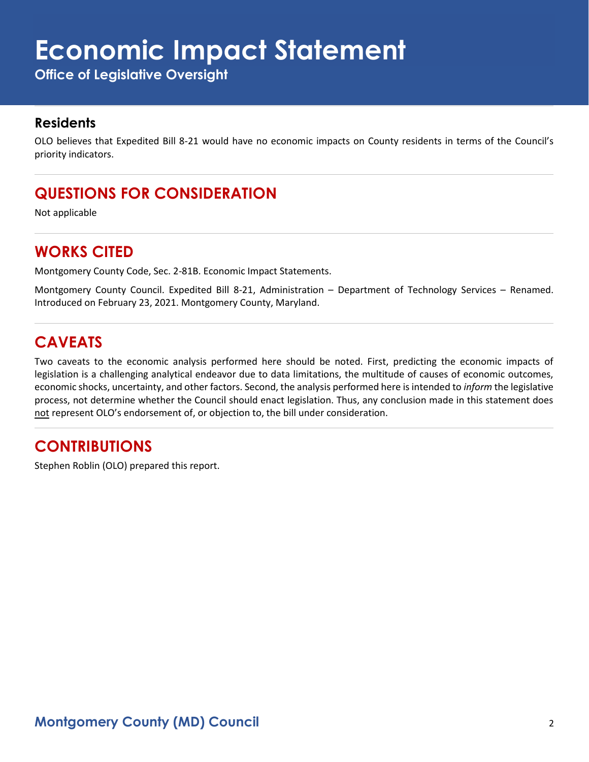### Residents

OLO believes that Expedited Bill 8-21 would have no economic impacts on County residents in terms of the Council's priority indicators.

## QUESTIONS FOR CONSIDERATION

Not applicable

## WORKS CITED

Montgomery County Code, Sec. 2-81B. Economic Impact Statements.

Montgomery County Council. Expedited Bill 8-21, Administration – Department of Technology Services – Renamed. Introduced on February 23, 2021. Montgomery County, Maryland.

## CAVEATS

Two caveats to the economic analysis performed here should be noted. First, predicting the economic impacts of legislation is a challenging analytical endeavor due to data limitations, the multitude of causes of economic outcomes, economic shocks, uncertainty, and other factors. Second, the analysis performed here is intended to *inform* the legislative process, not determine whether the Council should enact legislation. Thus, any conclusion made in this statement does not represent OLO's endorsement of, or objection to, the bill under consideration.

## CONTRIBUTIONS

Stephen Roblin (OLO) prepared this report.